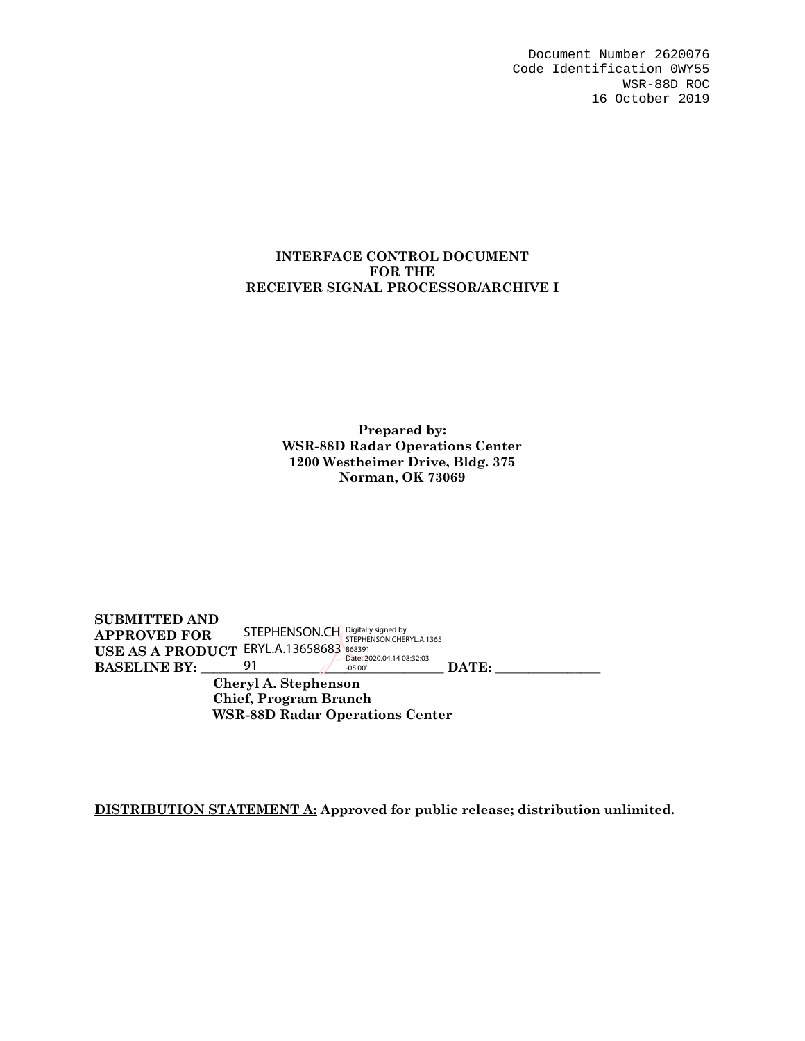Document Number 2620076
Code Identification 0WY55
WSR-88D ROC
16 October 2019

# INTERFACE CONTROL DOCUMENT
# FOR THE
# RECEIVER SIGNAL PROCESSOR/ARCHIVE I

**Prepared by:**
**WSR-88D Radar Operations Center**
**1200 Westheimer Drive, Bldg. 375**
**Norman, OK 73069**

**SUBMITTED AND APPROVED FOR USE AS A PRODUCT BASELINE BY:** STEPHENSON.CHERYL.A.1365868391 (Digitally signed by STEPHENSON.CHERYL.A.1365868391 Date: 2020.04.14 08:32:03 -05'00') **DATE:** ________________

**Cheryl A. Stephenson**
**Chief, Program Branch**
**WSR-88D Radar Operations Center**

**DISTRIBUTION STATEMENT A:** **Approved for public release; distribution unlimited.**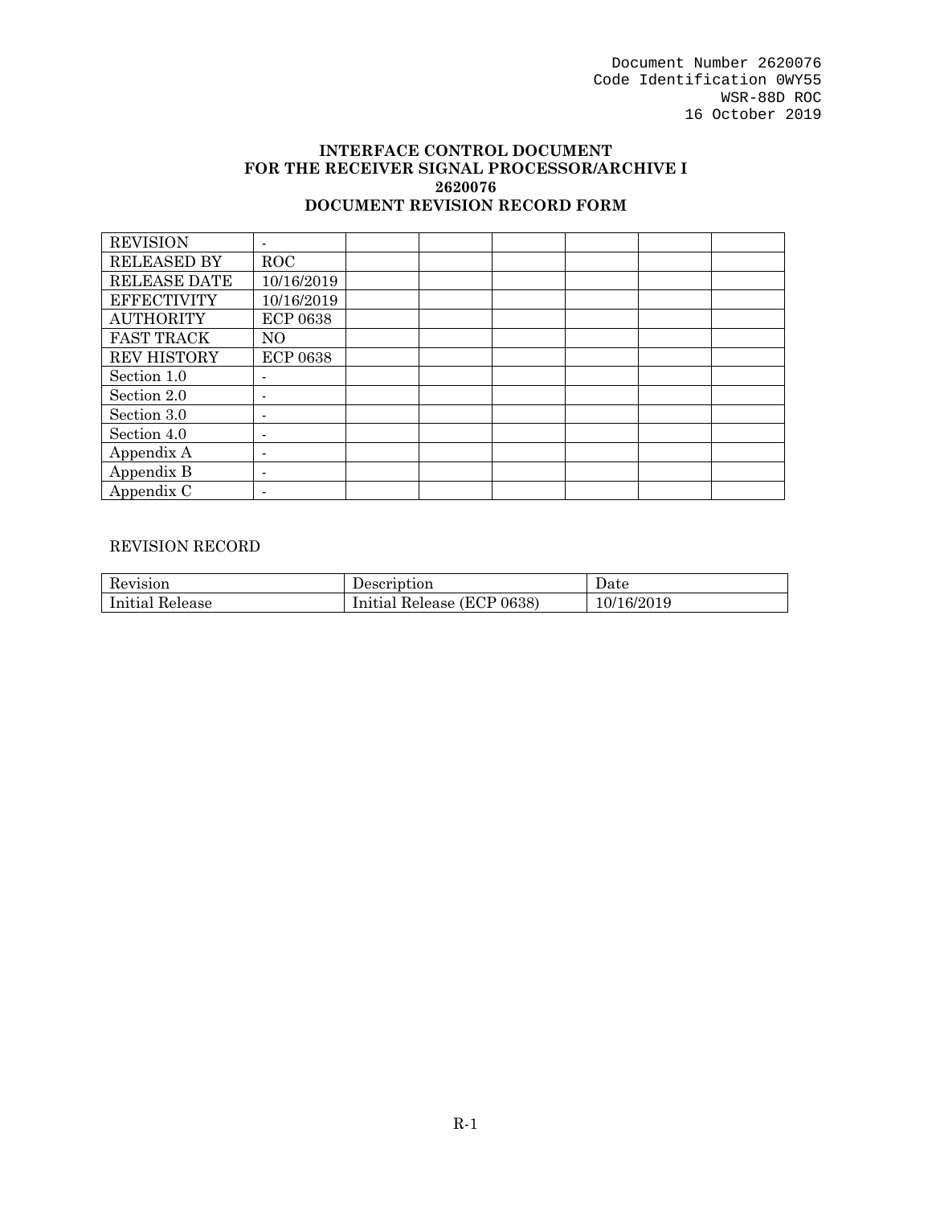Document Number 2620076
Code Identification 0WY55
WSR-88D ROC
16 October 2019

**INTERFACE CONTROL DOCUMENT**
**FOR THE RECEIVER SIGNAL PROCESSOR/ARCHIVE I**
**2620076**
**DOCUMENT REVISION RECORD FORM**

| REVISION | - | | | | | | |
|---|---|---|---|---|---|---|---|
| RELEASED BY | ROC | | | | | | |
| RELEASE DATE | 10/16/2019 | | | | | | |
| EFFECTIVITY | 10/16/2019 | | | | | | |
| AUTHORITY | ECP 0638 | | | | | | |
| FAST TRACK | NO | | | | | | |
| REV HISTORY | ECP 0638 | | | | | | |
| Section 1.0 | - | | | | | | |
| Section 2.0 | - | | | | | | |
| Section 3.0 | - | | | | | | |
| Section 4.0 | - | | | | | | |
| Appendix A | - | | | | | | |
| Appendix B | - | | | | | | |
| Appendix C | - | | | | | | |

REVISION RECORD

| Revision | Description | Date |
|---|---|---|
| Initial Release | Initial Release (ECP 0638) | 10/16/2019 |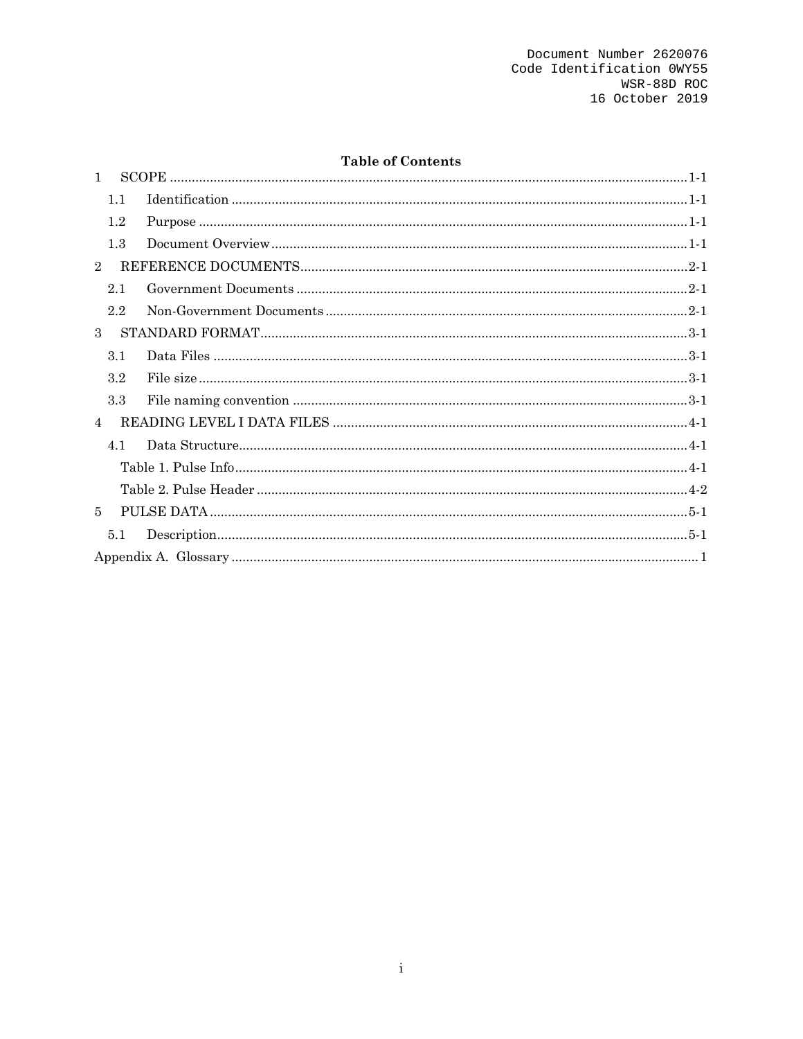Document Number 2620076
Code Identification 0WY55
WSR-88D ROC
16 October 2019

**Table of Contents**

- 1 SCOPE ..... 1-1
  - 1.1 Identification ..... 1-1
  - 1.2 Purpose ..... 1-1
  - 1.3 Document Overview ..... 1-1
- 2 REFERENCE DOCUMENTS ..... 2-1
  - 2.1 Government Documents ..... 2-1
  - 2.2 Non-Government Documents ..... 2-1
- 3 STANDARD FORMAT ..... 3-1
  - 3.1 Data Files ..... 3-1
  - 3.2 File size ..... 3-1
  - 3.3 File naming convention ..... 3-1
- 4 READING LEVEL I DATA FILES ..... 4-1
  - 4.1 Data Structure ..... 4-1
    - Table 1. Pulse Info ..... 4-1
    - Table 2. Pulse Header ..... 4-2
- 5 PULSE DATA ..... 5-1
  - 5.1 Description ..... 5-1
- Appendix A. Glossary ..... 1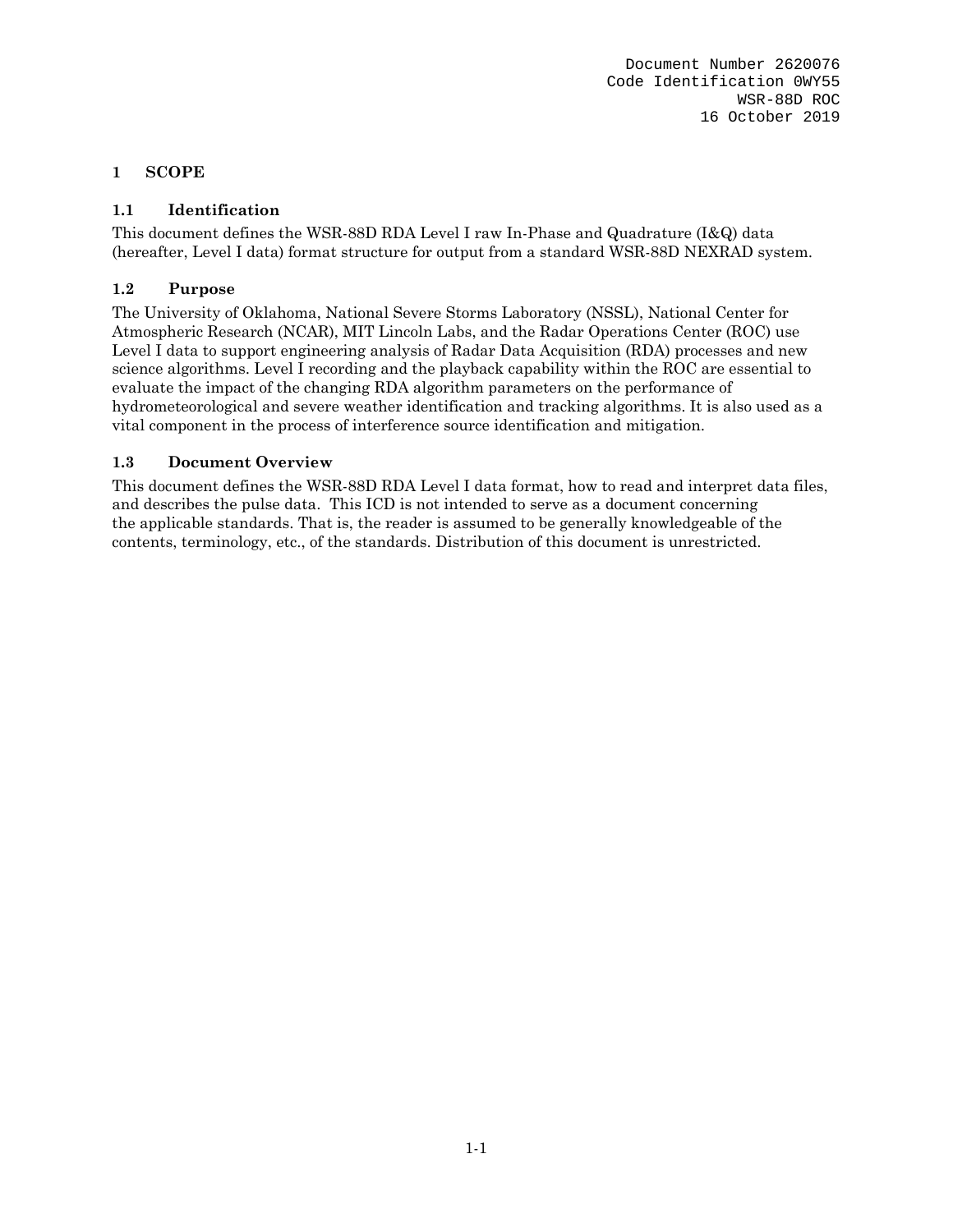# 1 SCOPE

## 1.1 Identification

This document defines the WSR-88D RDA Level I raw In-Phase and Quadrature (I&Q) data (hereafter, Level I data) format structure for output from a standard WSR-88D NEXRAD system.

## 1.2 Purpose

The University of Oklahoma, National Severe Storms Laboratory (NSSL), National Center for Atmospheric Research (NCAR), MIT Lincoln Labs, and the Radar Operations Center (ROC) use Level I data to support engineering analysis of Radar Data Acquisition (RDA) processes and new science algorithms. Level I recording and the playback capability within the ROC are essential to evaluate the impact of the changing RDA algorithm parameters on the performance of hydrometeorological and severe weather identification and tracking algorithms. It is also used as a vital component in the process of interference source identification and mitigation.

## 1.3 Document Overview

This document defines the WSR-88D RDA Level I data format, how to read and interpret data files, and describes the pulse data. This ICD is not intended to serve as a document concerning the applicable standards. That is, the reader is assumed to be generally knowledgeable of the contents, terminology, etc., of the standards. Distribution of this document is unrestricted.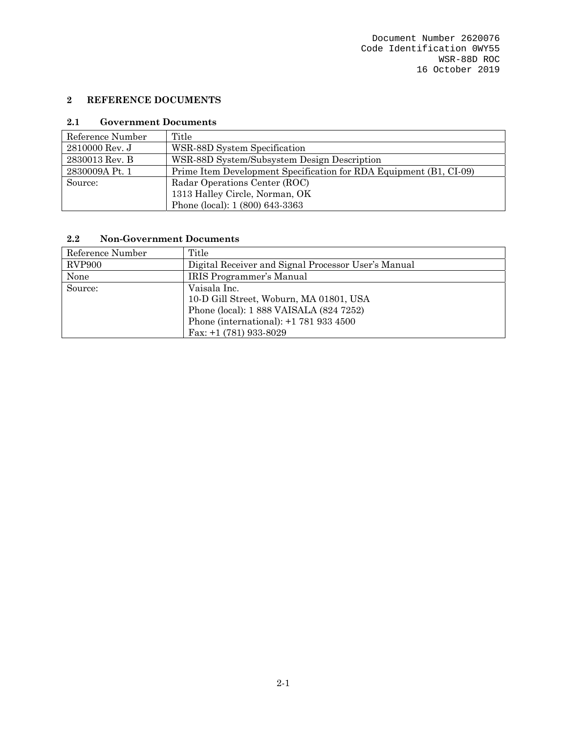# 2 REFERENCE DOCUMENTS

## 2.1 Government Documents

| Reference Number | Title |
|---|---|
| 2810000 Rev. J | WSR-88D System Specification |
| 2830013 Rev. B | WSR-88D System/Subsystem Design Description |
| 2830009A Pt. 1 | Prime Item Development Specification for RDA Equipment (B1, CI-09) |
| Source: | Radar Operations Center (ROC)<br>1313 Halley Circle, Norman, OK<br>Phone (local): 1 (800) 643-3363 |

## 2.2 Non-Government Documents

| Reference Number | Title |
|---|---|
| RVP900 | Digital Receiver and Signal Processor User's Manual |
| None | IRIS Programmer's Manual |
| Source: | Vaisala Inc.<br>10-D Gill Street, Woburn, MA 01801, USA<br>Phone (local): 1 888 VAISALA (824 7252)<br>Phone (international): +1 781 933 4500<br>Fax: +1 (781) 933-8029 |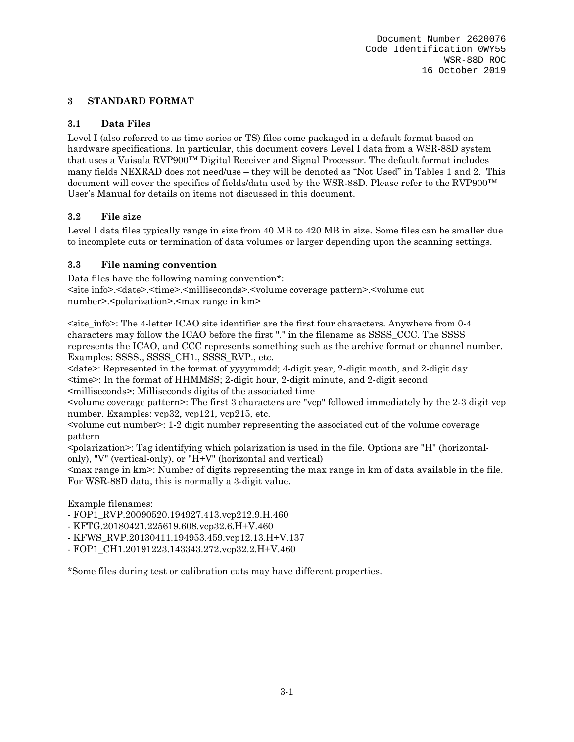# 3 STANDARD FORMAT

## 3.1 Data Files

Level I (also referred to as time series or TS) files come packaged in a default format based on hardware specifications. In particular, this document covers Level I data from a WSR-88D system that uses a Vaisala RVP900™ Digital Receiver and Signal Processor. The default format includes many fields NEXRAD does not need/use – they will be denoted as "Not Used" in Tables 1 and 2. This document will cover the specifics of fields/data used by the WSR-88D. Please refer to the RVP900™ User's Manual for details on items not discussed in this document.

## 3.2 File size

Level I data files typically range in size from 40 MB to 420 MB in size. Some files can be smaller due to incomplete cuts or termination of data volumes or larger depending upon the scanning settings.

## 3.3 File naming convention

Data files have the following naming convention*:
<site info>.<date>.<time>.<milliseconds>.<volume coverage pattern>.<volume cut number>.<polarization>.<max range in km>

<site_info>: The 4-letter ICAO site identifier are the first four characters. Anywhere from 0-4 characters may follow the ICAO before the first "." in the filename as SSSS_CCC. The SSSS represents the ICAO, and CCC represents something such as the archive format or channel number. Examples: SSSS., SSSS_CH1., SSSS_RVP., etc.
<date>: Represented in the format of yyyymmdd; 4-digit year, 2-digit month, and 2-digit day
<time>: In the format of HHMMSS; 2-digit hour, 2-digit minute, and 2-digit second
<milliseconds>: Milliseconds digits of the associated time
<volume coverage pattern>: The first 3 characters are "vcp" followed immediately by the 2-3 digit vcp number. Examples: vcp32, vcp121, vcp215, etc.
<volume cut number>: 1-2 digit number representing the associated cut of the volume coverage pattern
<polarization>: Tag identifying which polarization is used in the file. Options are "H" (horizontal-only), "V" (vertical-only), or "H+V" (horizontal and vertical)
<max range in km>: Number of digits representing the max range in km of data available in the file. For WSR-88D data, this is normally a 3-digit value.

Example filenames:
- FOP1_RVP.20090520.194927.413.vcp212.9.H.460
- KFTG.20180421.225619.608.vcp32.6.H+V.460
- KFWS_RVP.20130411.194953.459.vcp12.13.H+V.137
- FOP1_CH1.20191223.143343.272.vcp32.2.H+V.460

*Some files during test or calibration cuts may have different properties.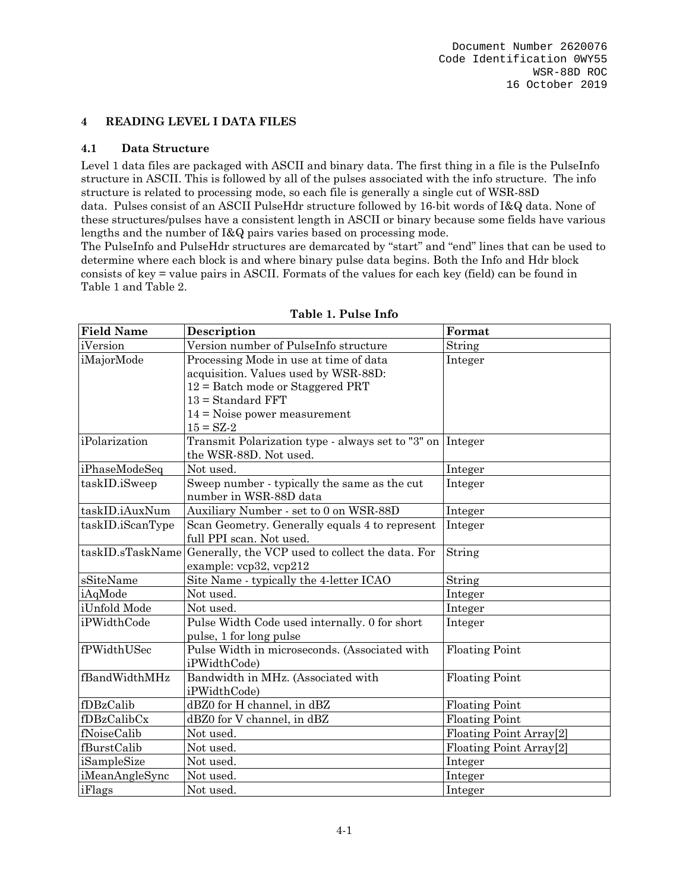## 4 READING LEVEL I DATA FILES

### 4.1 Data Structure

Level 1 data files are packaged with ASCII and binary data. The first thing in a file is the PulseInfo structure in ASCII. This is followed by all of the pulses associated with the info structure. The info structure is related to processing mode, so each file is generally a single cut of WSR-88D data. Pulses consist of an ASCII PulseHdr structure followed by 16-bit words of I&Q data. None of these structures/pulses have a consistent length in ASCII or binary because some fields have various lengths and the number of I&Q pairs varies based on processing mode.
The PulseInfo and PulseHdr structures are demarcated by "start" and "end" lines that can be used to determine where each block is and where binary pulse data begins. Both the Info and Hdr block consists of key = value pairs in ASCII. Formats of the values for each key (field) can be found in Table 1 and Table 2.

**Table 1. Pulse Info**

| Field Name | Description | Format |
|---|---|---|
| iVersion | Version number of PulseInfo structure | String |
| iMajorMode | Processing Mode in use at time of data acquisition. Values used by WSR-88D:<br>12 = Batch mode or Staggered PRT<br>13 = Standard FFT<br>14 = Noise power measurement<br>15 = SZ-2 | Integer |
| iPolarization | Transmit Polarization type - always set to "3" on the WSR-88D. Not used. | Integer |
| iPhaseModeSeq | Not used. | Integer |
| taskID.iSweep | Sweep number - typically the same as the cut number in WSR-88D data | Integer |
| taskID.iAuxNum | Auxiliary Number - set to 0 on WSR-88D | Integer |
| taskID.iScanType | Scan Geometry. Generally equals 4 to represent full PPI scan. Not used. | Integer |
| taskID.sTaskName | Generally, the VCP used to collect the data. For example: vcp32, vcp212 | String |
| sSiteName | Site Name - typically the 4-letter ICAO | String |
| iAqMode | Not used. | Integer |
| iUnfold Mode | Not used. | Integer |
| iPWidthCode | Pulse Width Code used internally. 0 for short pulse, 1 for long pulse | Integer |
| fPWidthUSec | Pulse Width in microseconds. (Associated with iPWidthCode) | Floating Point |
| fBandWidthMHz | Bandwidth in MHz. (Associated with iPWidthCode) | Floating Point |
| fDBzCalib | dBZ0 for H channel, in dBZ | Floating Point |
| fDBzCalibCx | dBZ0 for V channel, in dBZ | Floating Point |
| fNoiseCalib | Not used. | Floating Point Array[2] |
| fBurstCalib | Not used. | Floating Point Array[2] |
| iSampleSize | Not used. | Integer |
| iMeanAngleSync | Not used. | Integer |
| iFlags | Not used. | Integer |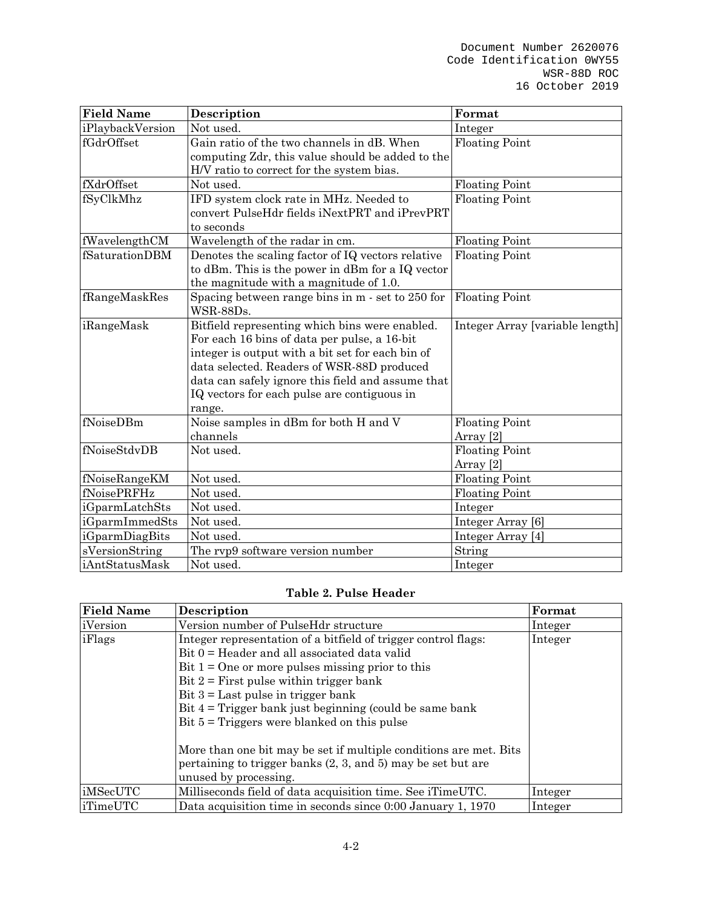| Field Name | Description | Format |
|---|---|---|
| iPlaybackVersion | Not used. | Integer |
| fGdrOffset | Gain ratio of the two channels in dB. When computing Zdr, this value should be added to the H/V ratio to correct for the system bias. | Floating Point |
| fXdrOffset | Not used. | Floating Point |
| fSyClkMhz | IFD system clock rate in MHz. Needed to convert PulseHdr fields iNextPRT and iPrevPRT to seconds | Floating Point |
| fWavelengthCM | Wavelength of the radar in cm. | Floating Point |
| fSaturationDBM | Denotes the scaling factor of IQ vectors relative to dBm. This is the power in dBm for a IQ vector the magnitude with a magnitude of 1.0. | Floating Point |
| fRangeMaskRes | Spacing between range bins in m - set to 250 for WSR-88Ds. | Floating Point |
| iRangeMask | Bitfield representing which bins were enabled. For each 16 bins of data per pulse, a 16-bit integer is output with a bit set for each bin of data selected. Readers of WSR-88D produced data can safely ignore this field and assume that IQ vectors for each pulse are contiguous in range. | Integer Array [variable length] |
| fNoiseDBm | Noise samples in dBm for both H and V channels | Floating Point Array [2] |
| fNoiseStdvDB | Not used. | Floating Point Array [2] |
| fNoiseRangeKM | Not used. | Floating Point |
| fNoisePRFHz | Not used. | Floating Point |
| iGparmLatchSts | Not used. | Integer |
| iGparmImmedSts | Not used. | Integer Array [6] |
| iGparmDiagBits | Not used. | Integer Array [4] |
| sVersionString | The rvp9 software version number | String |
| iAntStatusMask | Not used. | Integer |

**Table 2. Pulse Header**

| Field Name | Description | Format |
|---|---|---|
| iVersion | Version number of PulseHdr structure | Integer |
| iFlags | Integer representation of a bitfield of trigger control flags:<br>Bit 0 = Header and all associated data valid<br>Bit 1 = One or more pulses missing prior to this<br>Bit 2 = First pulse within trigger bank<br>Bit 3 = Last pulse in trigger bank<br>Bit 4 = Trigger bank just beginning (could be same bank<br>Bit 5 = Triggers were blanked on this pulse<br><br>More than one bit may be set if multiple conditions are met. Bits pertaining to trigger banks (2, 3, and 5) may be set but are unused by processing. | Integer |
| iMSecUTC | Milliseconds field of data acquisition time. See iTimeUTC. | Integer |
| iTimeUTC | Data acquisition time in seconds since 0:00 January 1, 1970 | Integer |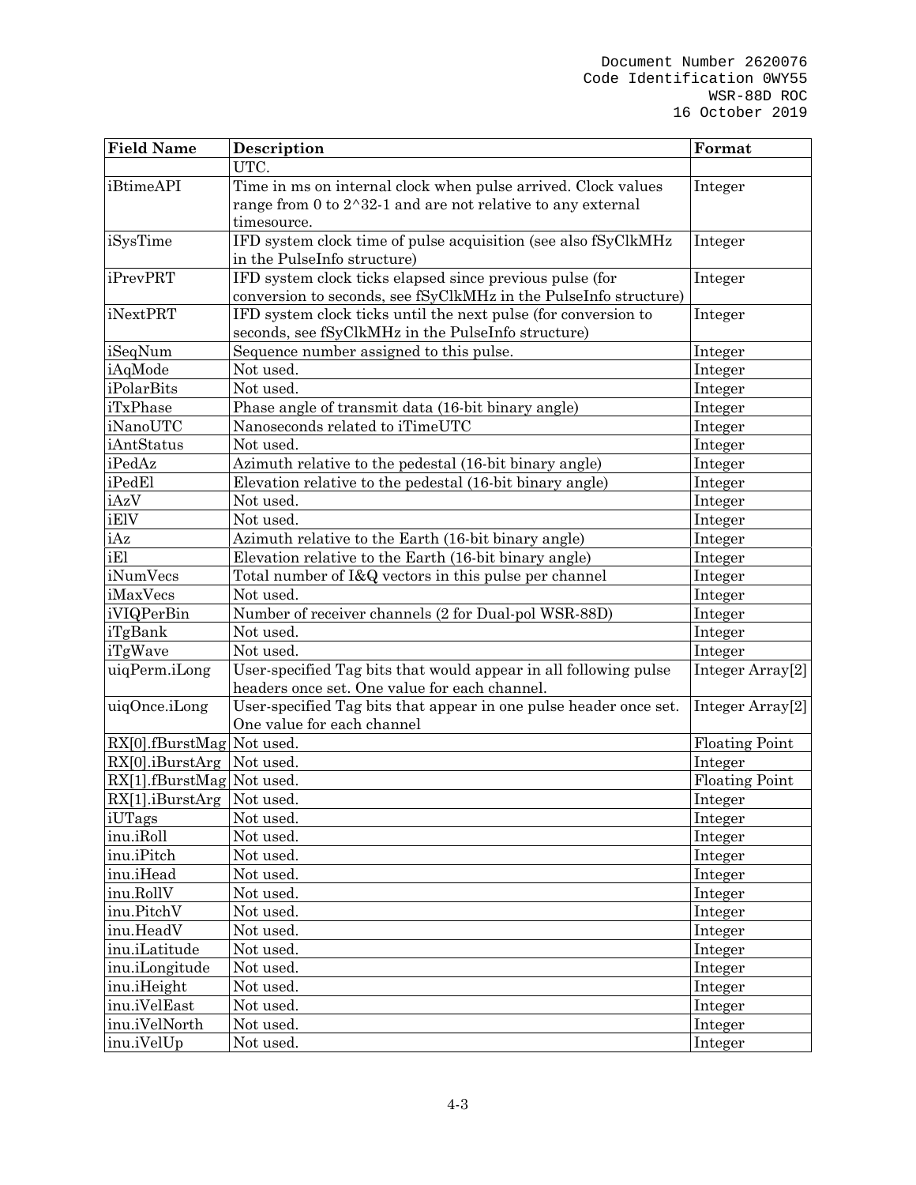| Field Name | Description | Format |
|---|---|---|
| | UTC. | |
| iBtimeAPI | Time in ms on internal clock when pulse arrived. Clock values range from 0 to 2^32-1 and are not relative to any external timesource. | Integer |
| iSysTime | IFD system clock time of pulse acquisition (see also fSyClkMHz in the PulseInfo structure) | Integer |
| iPrevPRT | IFD system clock ticks elapsed since previous pulse (for conversion to seconds, see fSyClkMHz in the PulseInfo structure) | Integer |
| iNextPRT | IFD system clock ticks until the next pulse (for conversion to seconds, see fSyClkMHz in the PulseInfo structure) | Integer |
| iSeqNum | Sequence number assigned to this pulse. | Integer |
| iAqMode | Not used. | Integer |
| iPolarBits | Not used. | Integer |
| iTxPhase | Phase angle of transmit data (16-bit binary angle) | Integer |
| iNanoUTC | Nanoseconds related to iTimeUTC | Integer |
| iAntStatus | Not used. | Integer |
| iPedAz | Azimuth relative to the pedestal (16-bit binary angle) | Integer |
| iPedEl | Elevation relative to the pedestal (16-bit binary angle) | Integer |
| iAzV | Not used. | Integer |
| iElV | Not used. | Integer |
| iAz | Azimuth relative to the Earth (16-bit binary angle) | Integer |
| iEl | Elevation relative to the Earth (16-bit binary angle) | Integer |
| iNumVecs | Total number of I&Q vectors in this pulse per channel | Integer |
| iMaxVecs | Not used. | Integer |
| iVIQPerBin | Number of receiver channels (2 for Dual-pol WSR-88D) | Integer |
| iTgBank | Not used. | Integer |
| iTgWave | Not used. | Integer |
| uiqPerm.iLong | User-specified Tag bits that would appear in all following pulse headers once set. One value for each channel. | Integer Array[2] |
| uiqOnce.iLong | User-specified Tag bits that appear in one pulse header once set. One value for each channel | Integer Array[2] |
| RX[0].fBurstMag | Not used. | Floating Point |
| RX[0].iBurstArg | Not used. | Integer |
| RX[1].fBurstMag | Not used. | Floating Point |
| RX[1].iBurstArg | Not used. | Integer |
| iUTags | Not used. | Integer |
| inu.iRoll | Not used. | Integer |
| inu.iPitch | Not used. | Integer |
| inu.iHead | Not used. | Integer |
| inu.RollV | Not used. | Integer |
| inu.PitchV | Not used. | Integer |
| inu.HeadV | Not used. | Integer |
| inu.iLatitude | Not used. | Integer |
| inu.iLongitude | Not used. | Integer |
| inu.iHeight | Not used. | Integer |
| inu.iVelEast | Not used. | Integer |
| inu.iVelNorth | Not used. | Integer |
| inu.iVelUp | Not used. | Integer |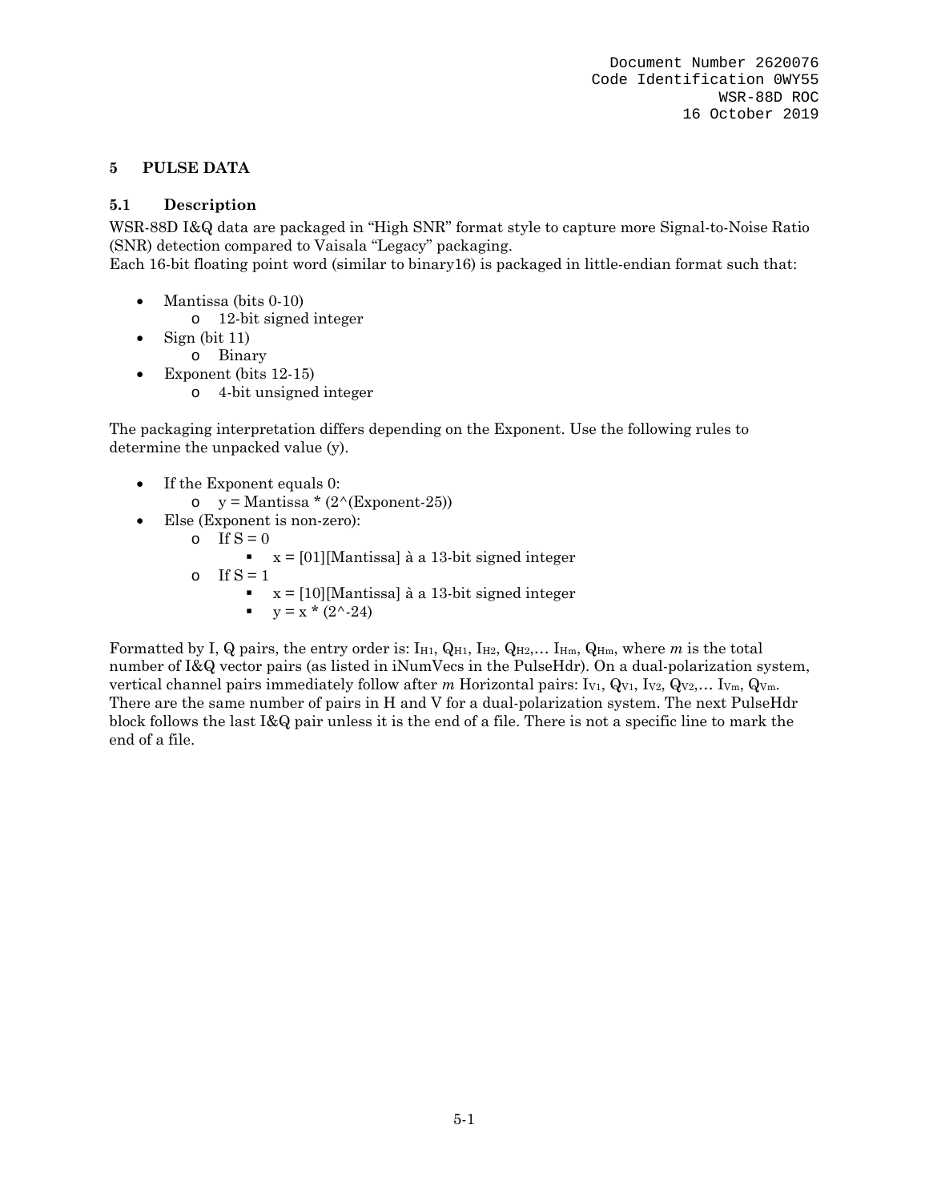## 5 PULSE DATA

### 5.1 Description

WSR-88D I&Q data are packaged in “High SNR” format style to capture more Signal-to-Noise Ratio (SNR) detection compared to Vaisala “Legacy” packaging.
Each 16-bit floating point word (similar to binary16) is packaged in little-endian format such that:

- Mantissa (bits 0-10)
  - 12-bit signed integer
- Sign (bit 11)
  - Binary
- Exponent (bits 12-15)
  - 4-bit unsigned integer

The packaging interpretation differs depending on the Exponent. Use the following rules to determine the unpacked value (y).

- If the Exponent equals 0:
  - y = Mantissa * (2^(Exponent-25))
- Else (Exponent is non-zero):
  - If S = 0
    - x = [01][Mantissa] à a 13-bit signed integer
  - If S = 1
    - x = [10][Mantissa] à a 13-bit signed integer
    - y = x * (2^-24)

Formatted by I, Q pairs, the entry order is: $I_{H1}$, $Q_{H1}$, $I_{H2}$, $Q_{H2}$,… $I_{Hm}$, $Q_{Hm}$, where *m* is the total number of I&Q vector pairs (as listed in iNumVecs in the PulseHdr). On a dual-polarization system, vertical channel pairs immediately follow after *m* Horizontal pairs: $I_{V1}$, $Q_{V1}$, $I_{V2}$, $Q_{V2}$,… $I_{Vm}$, $Q_{Vm}$. There are the same number of pairs in H and V for a dual-polarization system. The next PulseHdr block follows the last I&Q pair unless it is the end of a file. There is not a specific line to mark the end of a file.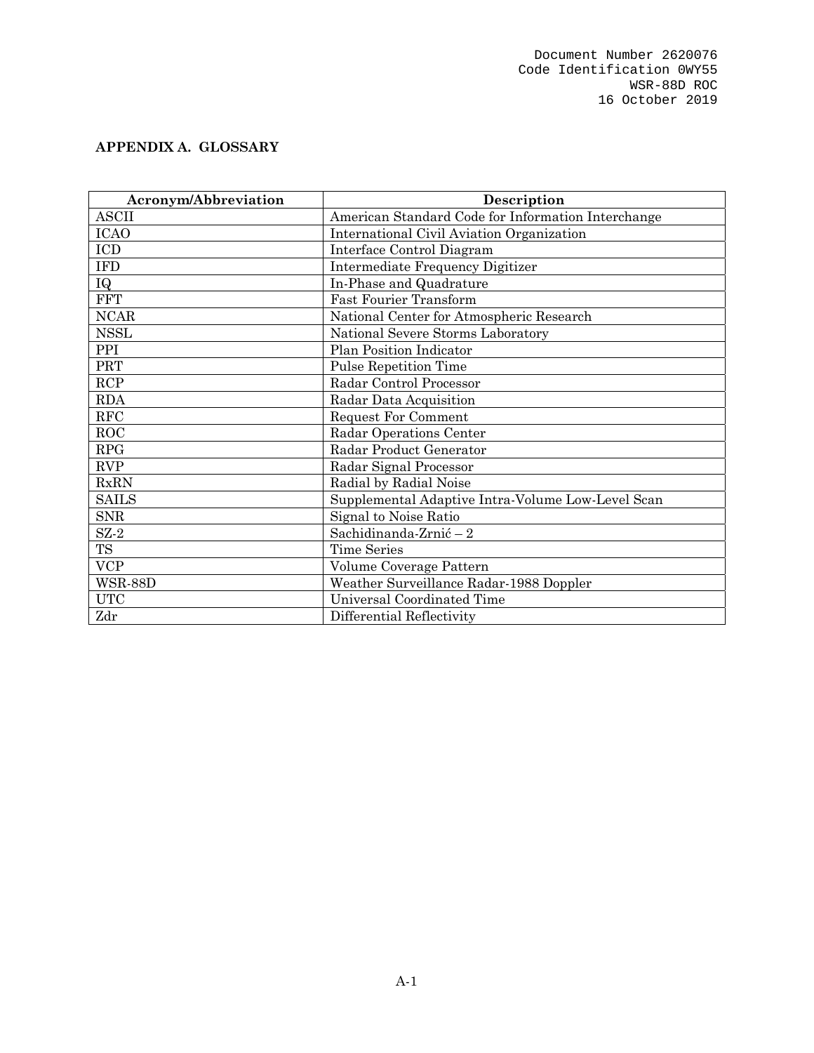## APPENDIX A. GLOSSARY

| Acronym/Abbreviation | Description |
|---|---|
| ASCII | American Standard Code for Information Interchange |
| ICAO | International Civil Aviation Organization |
| ICD | Interface Control Diagram |
| IFD | Intermediate Frequency Digitizer |
| IQ | In-Phase and Quadrature |
| FFT | Fast Fourier Transform |
| NCAR | National Center for Atmospheric Research |
| NSSL | National Severe Storms Laboratory |
| PPI | Plan Position Indicator |
| PRT | Pulse Repetition Time |
| RCP | Radar Control Processor |
| RDA | Radar Data Acquisition |
| RFC | Request For Comment |
| ROC | Radar Operations Center |
| RPG | Radar Product Generator |
| RVP | Radar Signal Processor |
| RxRN | Radial by Radial Noise |
| SAILS | Supplemental Adaptive Intra-Volume Low-Level Scan |
| SNR | Signal to Noise Ratio |
| SZ-2 | Sachidinanda-Zrnić – 2 |
| TS | Time Series |
| VCP | Volume Coverage Pattern |
| WSR-88D | Weather Surveillance Radar-1988 Doppler |
| UTC | Universal Coordinated Time |
| Zdr | Differential Reflectivity |